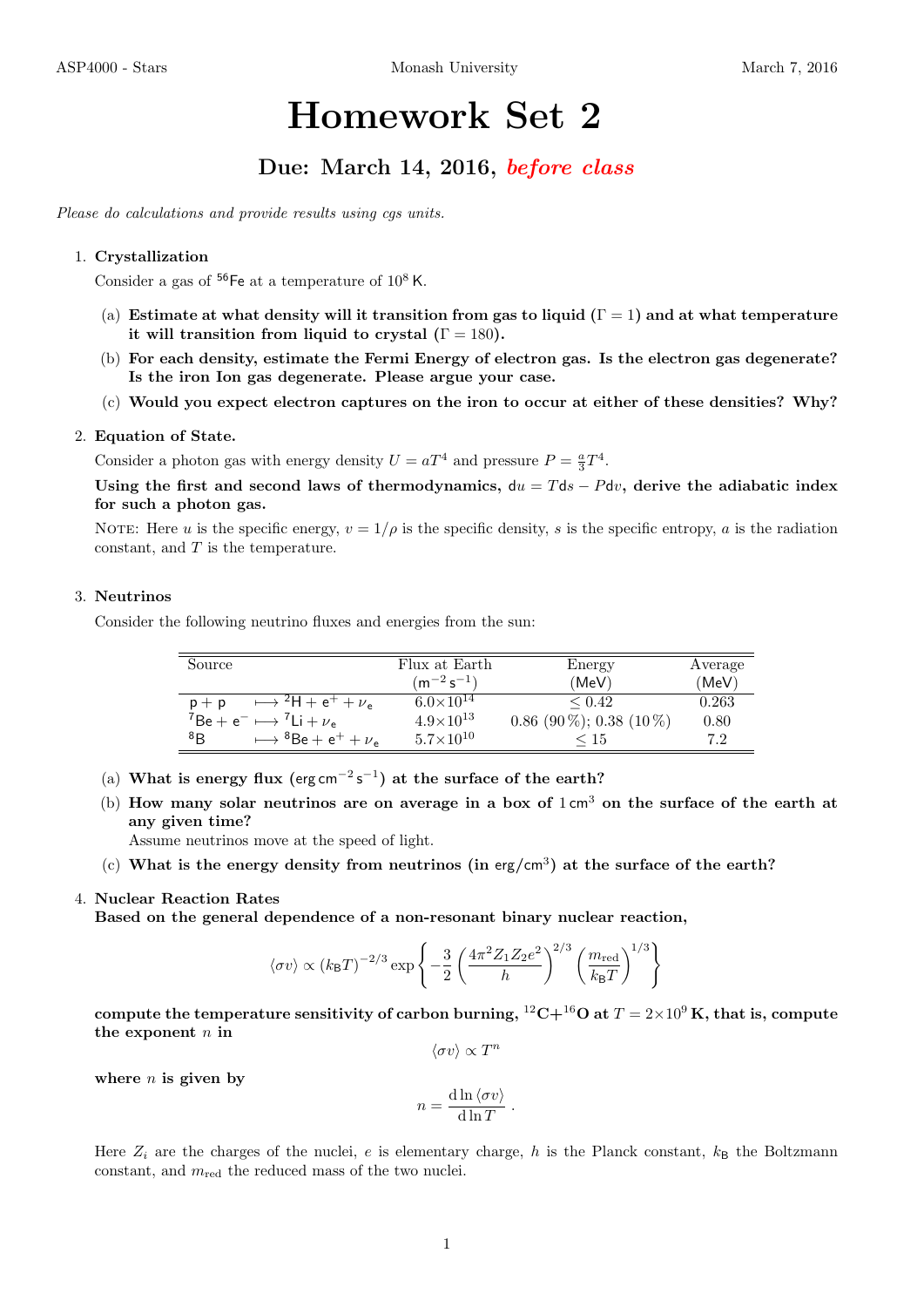# Homework Set 2

## Due: March 14, 2016, *before class*

*Please do calculations and provide results using cgs units.*

1. **Crystallization**

   Consider a gas of $^{56}\mathrm{Fe}$ at a temperature of $10^8\,\mathrm{K}$.

   (a) **Estimate at what density will it transition from gas to liquid ($\Gamma = 1$) and at what temperature it will transition from liquid to crystal ($\Gamma = 180$).**

   (b) **For each density, estimate the Fermi Energy of electron gas. Is the electron gas degenerate? Is the iron Ion gas degenerate. Please argue your case.**

   (c) **Would you expect electron captures on the iron to occur at either of these densities? Why?**

2. **Equation of State.**

   Consider a photon gas with energy density $U = aT^4$ and pressure $P = \frac{a}{3}T^4$.

   **Using the first and second laws of thermodynamics, $\mathrm{d}u = T\mathrm{d}s - P\mathrm{d}v$, derive the adiabatic index for such a photon gas.**

   NOTE: Here $u$ is the specific energy, $v = 1/\rho$ is the specific density, $s$ is the specific entropy, $a$ is the radiation constant, and $T$ is the temperature.

3. **Neutrinos**

   Consider the following neutrino fluxes and energies from the sun:

| Source | Flux at Earth $(\mathrm{m^{-2}\,s^{-1}})$ | Energy (MeV) | Average (MeV) |
|---|---|---|---|
| $\mathrm{p+p} \longmapsto {}^2\mathrm{H} + \mathrm{e}^+ + \nu_\mathrm{e}$ | $6.0\times10^{14}$ | $\leq 0.42$ | 0.263 |
| ${}^7\mathrm{Be} + \mathrm{e}^- \longmapsto {}^7\mathrm{Li} + \nu_\mathrm{e}$ | $4.9\times10^{13}$ | 0.86 (90 %); 0.38 (10 %) | 0.80 |
| ${}^8\mathrm{B} \longmapsto {}^8\mathrm{Be} + \mathrm{e}^+ + \nu_\mathrm{e}$ | $5.7\times10^{10}$ | $\leq 15$ | 7.2 |

   (a) **What is energy flux ($\mathrm{erg\,cm^{-2}\,s^{-1}}$) at the surface of the earth?**

   (b) **How many solar neutrinos are on average in a box of $1\,\mathrm{cm}^3$ on the surface of the earth at any given time?**
   Assume neutrinos move at the speed of light.

   (c) **What is the energy density from neutrinos (in $\mathrm{erg/cm^3}$) at the surface of the earth?**

4. **Nuclear Reaction Rates**
   **Based on the general dependence of a non-resonant binary nuclear reaction,**

$$\langle \sigma v \rangle \propto (k_\mathrm{B}T)^{-2/3} \exp\left\{ -\frac{3}{2} \left( \frac{4\pi^2 Z_1 Z_2 e^2}{h} \right)^{2/3} \left( \frac{m_\mathrm{red}}{k_\mathrm{B}T} \right)^{1/3} \right\}$$

   **compute the temperature sensitivity of carbon burning, $^{12}\mathrm{C}$+$^{16}\mathrm{O}$ at $T = 2\times10^9\,\mathrm{K}$, that is, compute the exponent $n$ in**

$$\langle \sigma v \rangle \propto T^n$$

   **where $n$ is given by**

$$n = \frac{\mathrm{d}\ln\langle \sigma v \rangle}{\mathrm{d}\ln T}\,.$$

   Here $Z_i$ are the charges of the nuclei, $e$ is elementary charge, $h$ is the Planck constant, $k_\mathrm{B}$ the Boltzmann constant, and $m_\mathrm{red}$ the reduced mass of the two nuclei.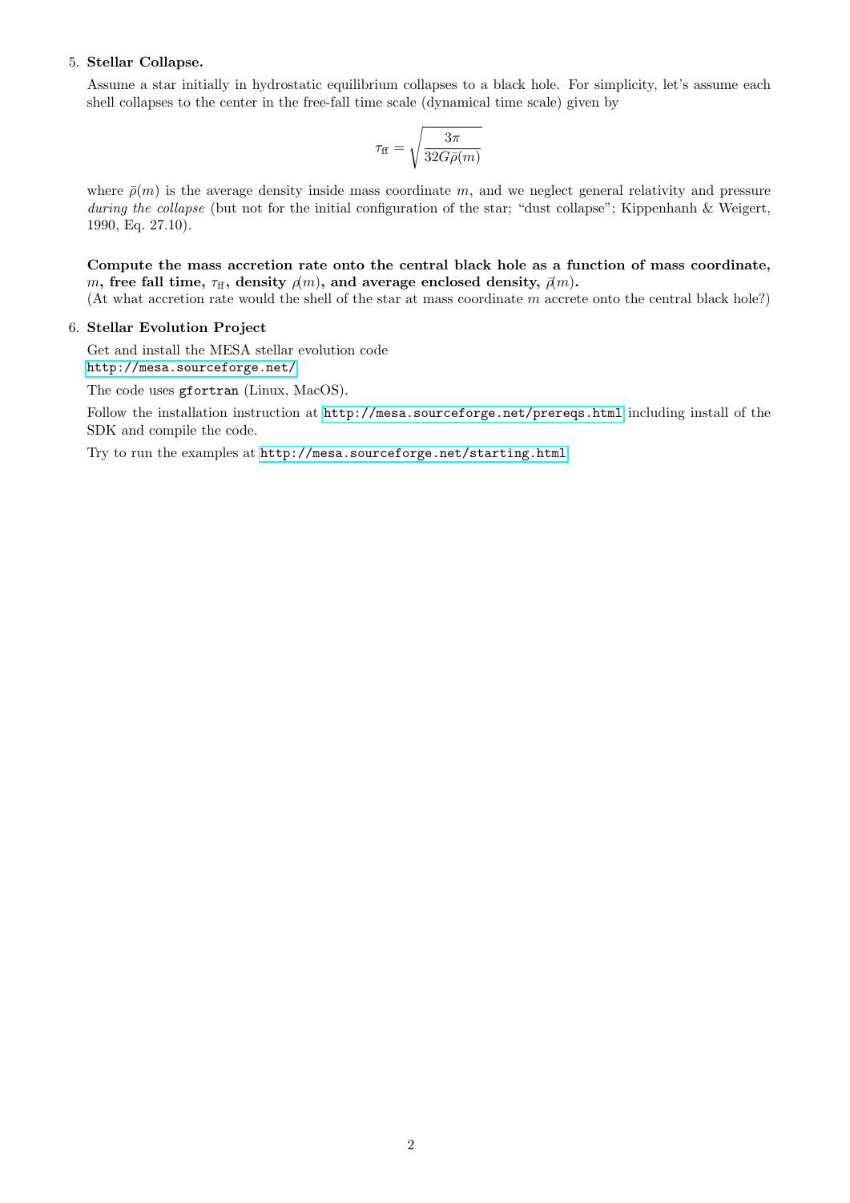5. **Stellar Collapse.**

   Assume a star initially in hydrostatic equilibrium collapses to a black hole. For simplicity, let's assume each shell collapses to the center in the free-fall time scale (dynamical time scale) given by

   $$\tau_{\mathrm{ff}} = \sqrt{\frac{3\pi}{32G\bar{\rho}(m)}}$$

   where $\bar{\rho}(m)$ is the average density inside mass coordinate $m$, and we neglect general relativity and pressure *during the collapse* (but not for the initial configuration of the star; "dust collapse"; Kippenhanh & Weigert, 1990, Eq. 27.10).

   **Compute the mass accretion rate onto the central black hole as a function of mass coordinate, $m$, free fall time, $\tau_{\mathrm{ff}}$, density $\rho(m)$, and average enclosed density, $\bar{\rho}(m)$.**
   (At what accretion rate would the shell of the star at mass coordinate $m$ accrete onto the central black hole?)

6. **Stellar Evolution Project**

   Get and install the MESA stellar evolution code
   http://mesa.sourceforge.net/

   The code uses `gfortran` (Linux, MacOS).

   Follow the installation instruction at http://mesa.sourceforge.net/prereqs.html including install of the SDK and compile the code.

   Try to run the examples at http://mesa.sourceforge.net/starting.html